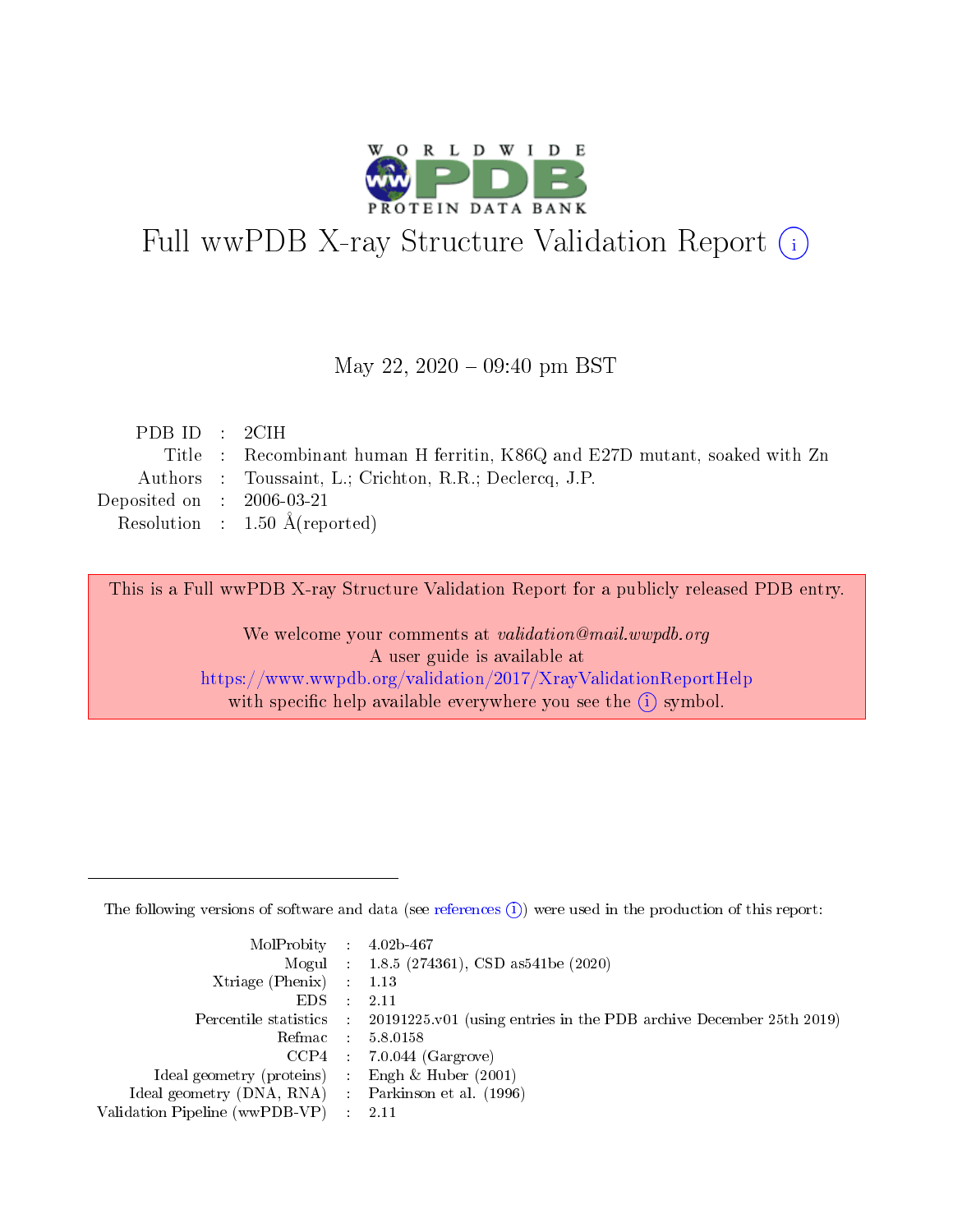# Full wwPDB X-ray Structure Validation Report (i)

May 22, 2020 – 09:40 pm BST

| | | |
|---|---|---|
| PDB ID | : | 2CIH |
| Title | : | Recombinant human H ferritin, K86Q and E27D mutant, soaked with Zn |
| Authors | : | Toussaint, L.; Crichton, R.R.; Declercq, J.P. |
| Deposited on | : | 2006-03-21 |
| Resolution | : | 1.50 Å(reported) |

This is a Full wwPDB X-ray Structure Validation Report for a publicly released PDB entry.

We welcome your comments at *validation@mail.wwpdb.org*
A user guide is available at
https://www.wwpdb.org/validation/2017/XrayValidationReportHelp
with specific help available everywhere you see the (i) symbol.

---

The following versions of software and data (see references (i)) were used in the production of this report:

| | | |
|---|---|---|
| MolProbity | : | 4.02b-467 |
| Mogul | : | 1.8.5 (274361), CSD as541be (2020) |
| Xtriage (Phenix) | : | 1.13 |
| EDS | : | 2.11 |
| Percentile statistics | : | 20191225.v01 (using entries in the PDB archive December 25th 2019) |
| Refmac | : | 5.8.0158 |
| CCP4 | : | 7.0.044 (Gargrove) |
| Ideal geometry (proteins) | : | Engh & Huber (2001) |
| Ideal geometry (DNA, RNA) | : | Parkinson et al. (1996) |
| Validation Pipeline (wwPDB-VP) | : | 2.11 |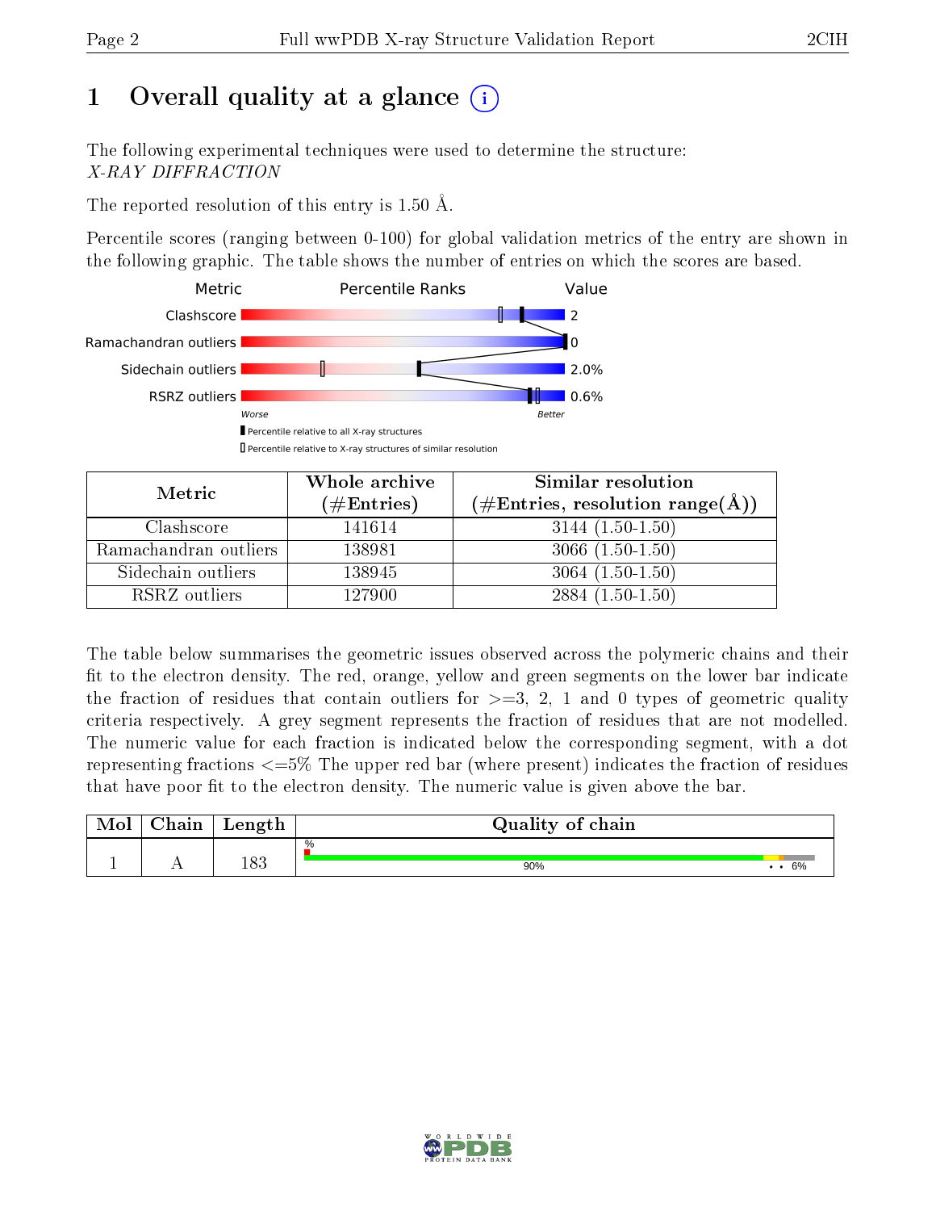# 1 Overall quality at a glance

The following experimental techniques were used to determine the structure:
*X-RAY DIFFRACTION*

The reported resolution of this entry is 1.50 Å.

Percentile scores (ranging between 0-100) for global validation metrics of the entry are shown in the following graphic. The table shows the number of entries on which the scores are based.

| Metric | Value |
|---|---|
| Clashscore | 2 |
| Ramachandran outliers | 0 |
| Sidechain outliers | 2.0% |
| RSRZ outliers | 0.6% |

| Metric | Whole archive (#Entries) | Similar resolution (#Entries, resolution range(Å)) |
|---|---|---|
| Clashscore | 141614 | 3144 (1.50-1.50) |
| Ramachandran outliers | 138981 | 3066 (1.50-1.50) |
| Sidechain outliers | 138945 | 3064 (1.50-1.50) |
| RSRZ outliers | 127900 | 2884 (1.50-1.50) |

The table below summarises the geometric issues observed across the polymeric chains and their fit to the electron density. The red, orange, yellow and green segments on the lower bar indicate the fraction of residues that contain outliers for >=3, 2, 1 and 0 types of geometric quality criteria respectively. A grey segment represents the fraction of residues that are not modelled. The numeric value for each fraction is indicated below the corresponding segment, with a dot representing fractions <=5% The upper red bar (where present) indicates the fraction of residues that have poor fit to the electron density. The numeric value is given above the bar.

| Mol | Chain | Length | Quality of chain |
|---|---|---|---|
| 1 | A | 183 | 90% • • 6% |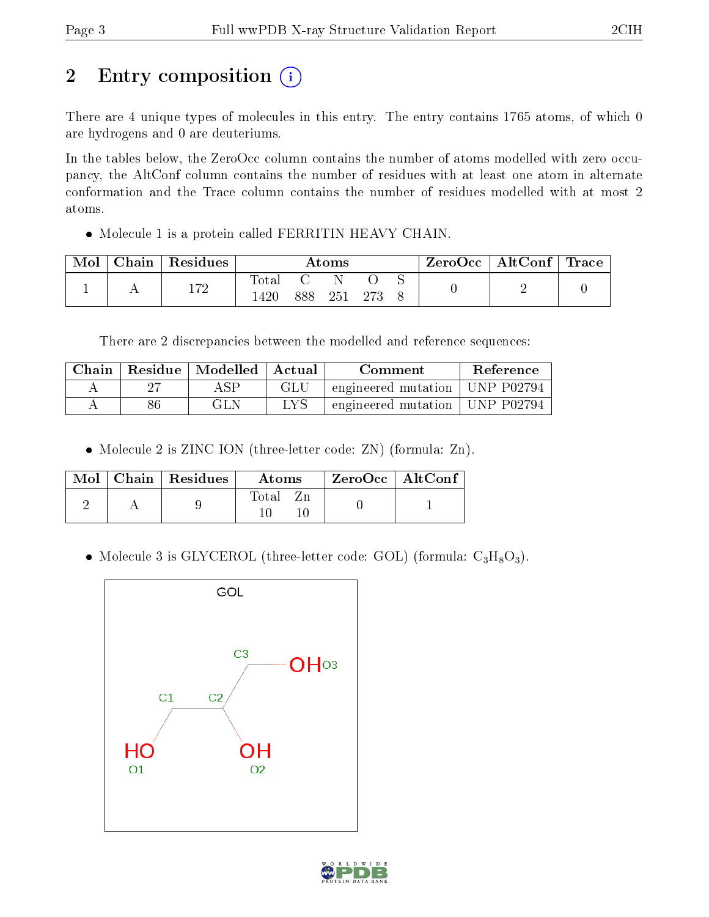# 2 Entry composition

There are 4 unique types of molecules in this entry. The entry contains 1765 atoms, of which 0 are hydrogens and 0 are deuteriums.

In the tables below, the ZeroOcc column contains the number of atoms modelled with zero occupancy, the AltConf column contains the number of residues with at least one atom in alternate conformation and the Trace column contains the number of residues modelled with at most 2 atoms.

- Molecule 1 is a protein called FERRITIN HEAVY CHAIN.

| Mol | Chain | Residues | Atoms | | | | | ZeroOcc | AltConf | Trace |
|---|---|---|---|---|---|---|---|---|---|---|
| 1 | A | 172 | Total<br>1420 | C<br>888 | N<br>251 | O<br>273 | S<br>8 | 0 | 2 | 0 |

There are 2 discrepancies between the modelled and reference sequences:

| Chain | Residue | Modelled | Actual | Comment | Reference |
|---|---|---|---|---|---|
| A | 27 | ASP | GLU | engineered mutation | UNP P02794 |
| A | 86 | GLN | LYS | engineered mutation | UNP P02794 |

- Molecule 2 is ZINC ION (three-letter code: ZN) (formula: Zn).

| Mol | Chain | Residues | Atoms | | ZeroOcc | AltConf |
|---|---|---|---|---|---|---|
| 2 | A | 9 | Total<br>10 | Zn<br>10 | 0 | 1 |

- Molecule 3 is GLYCEROL (three-letter code: GOL) (formula: $C_3H_8O_3$).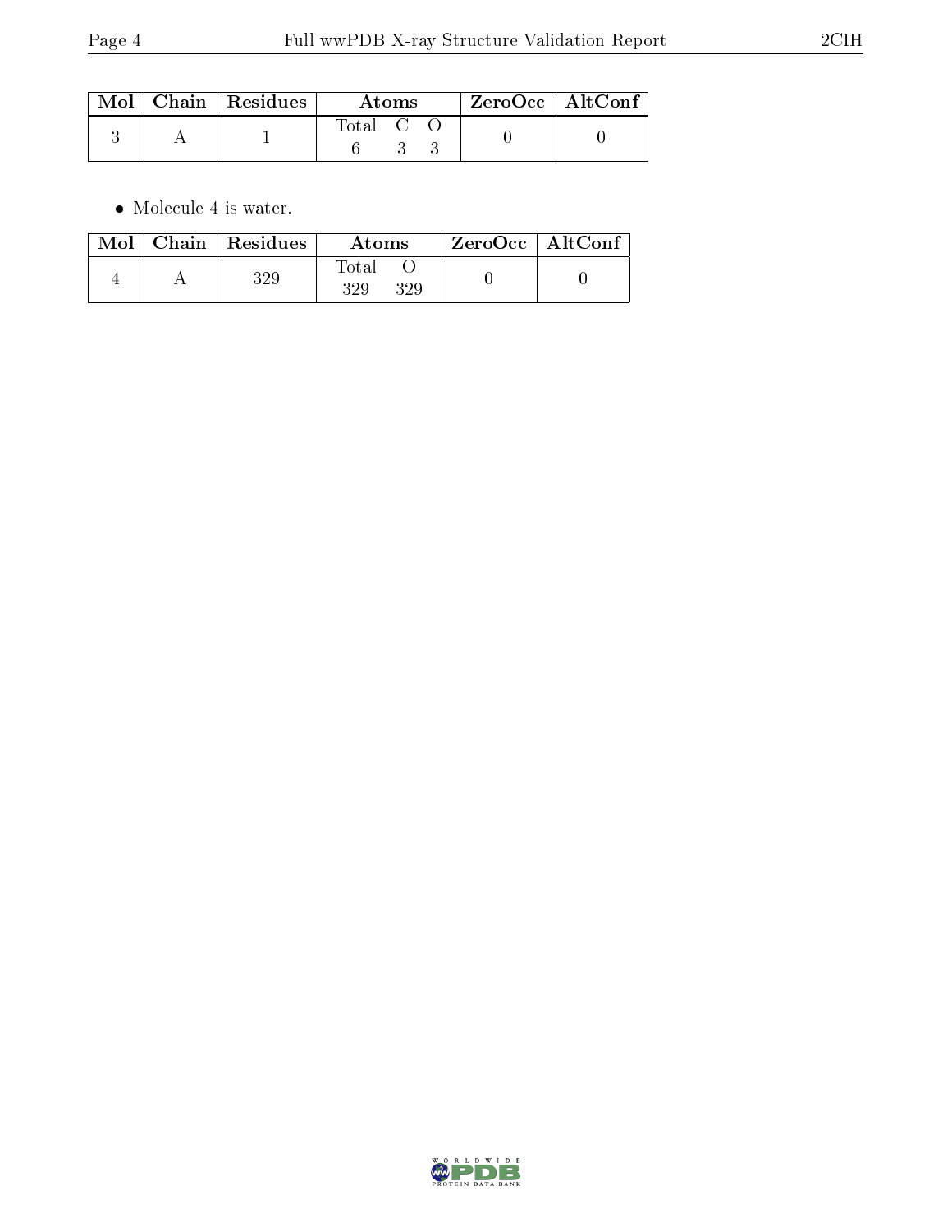| Mol | Chain | Residues | Atoms | | | ZeroOcc | AltConf |
|---|---|---|---|---|---|---|---|
| | | | Total | C | O | | |
| 3 | A | 1 | 6 | 3 | 3 | 0 | 0 |

- Molecule 4 is water.

| Mol | Chain | Residues | Atoms | | ZeroOcc | AltConf |
|---|---|---|---|---|---|---|
| | | | Total | O | | |
| 4 | A | 329 | 329 | 329 | 0 | 0 |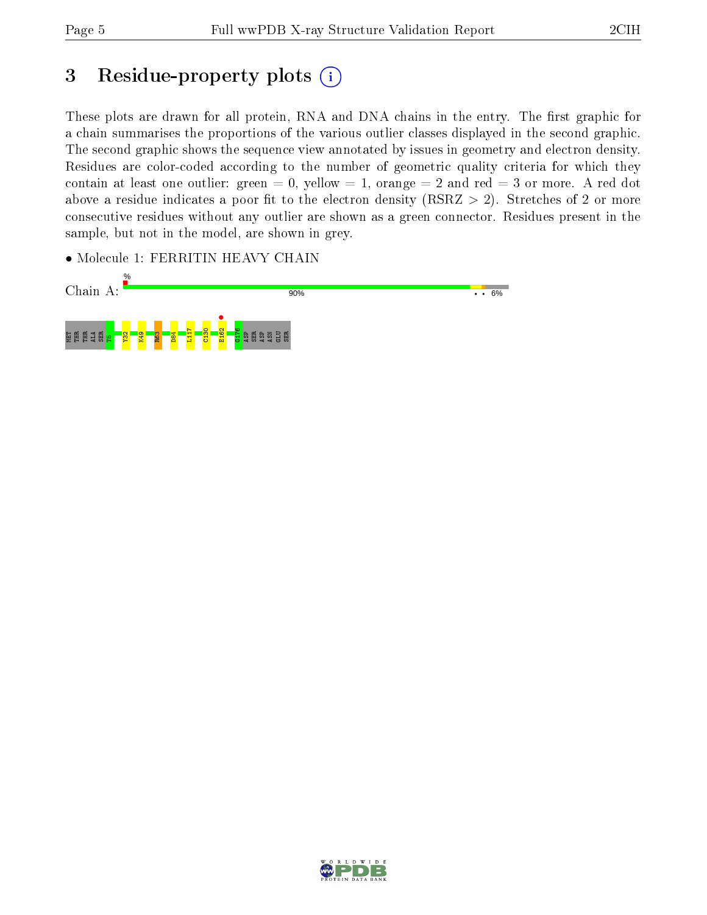# 3 Residue-property plots

These plots are drawn for all protein, RNA and DNA chains in the entry. The first graphic for a chain summarises the proportions of the various outlier classes displayed in the second graphic. The second graphic shows the sequence view annotated by issues in geometry and electron density. Residues are color-coded according to the number of geometric quality criteria for which they contain at least one outlier: green = 0, yellow = 1, orange = 2 and red = 3 or more. A red dot above a residue indicates a poor fit to the electron density (RSRZ > 2). Stretches of 2 or more consecutive residues without any outlier are shown as a green connector. Residues present in the sample, but not in the model, are shown in grey.

- Molecule 1: FERRITIN HEAVY CHAIN

Chain A: % 90% • • 6%

MET THR THR ALA SER T5 Y32 K49 R63 D84 L117 C130 E162 G176 ASP SER ASP ASN GLU SER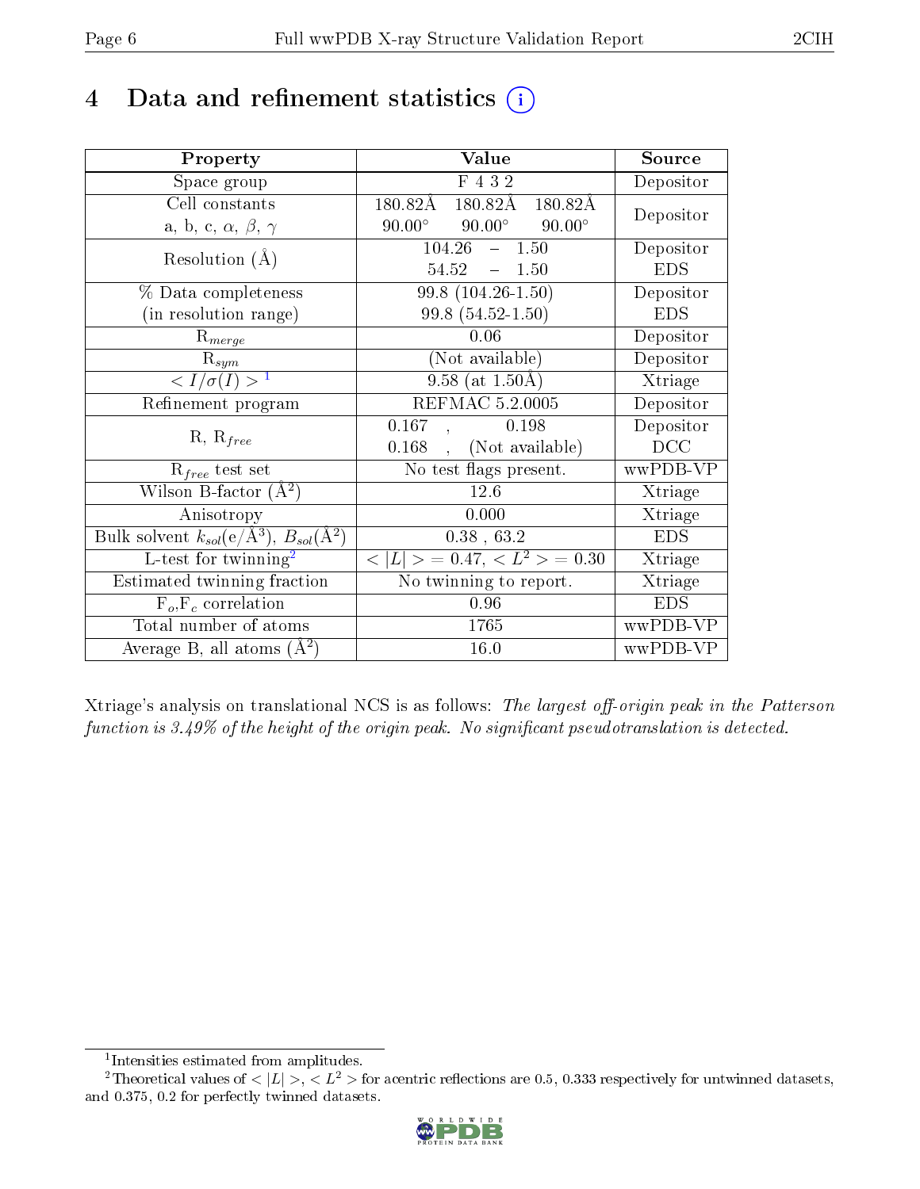# 4 Data and refinement statistics ⓘ

| Property | Value | Source |
|---|---|---|
| Space group | F 4 3 2 | Depositor |
| Cell constants <br> a, b, c, $\alpha$, $\beta$, $\gamma$ | 180.82Å 180.82Å 180.82Å <br> 90.00° 90.00° 90.00° | Depositor |
| Resolution (Å) | 104.26 – 1.50 <br> 54.52 – 1.50 | Depositor <br> EDS |
| % Data completeness <br> (in resolution range) | 99.8 (104.26-1.50) <br> 99.8 (54.52-1.50) | Depositor <br> EDS |
| $R_{merge}$ | 0.06 | Depositor |
| $R_{sym}$ | (Not available) | Depositor |
| $< I/\sigma(I) >$ [1] | 9.58 (at 1.50Å) | Xtriage |
| Refinement program | REFMAC 5.2.0005 | Depositor |
| R, $R_{free}$ | 0.167 , 0.198 <br> 0.168 , (Not available) | Depositor <br> DCC |
| $R_{free}$ test set | No test flags present. | wwPDB-VP |
| Wilson B-factor (Å$^2$) | 12.6 | Xtriage |
| Anisotropy | 0.000 | Xtriage |
| Bulk solvent $k_{sol}$(e/Å$^3$), $B_{sol}$(Å$^2$) | 0.38 , 63.2 | EDS |
| L-test for twinning[2] | $< \|L\| >$ = 0.47, $< L^2 >$ = 0.30 | Xtriage |
| Estimated twinning fraction | No twinning to report. | Xtriage |
| $F_o$,$F_c$ correlation | 0.96 | EDS |
| Total number of atoms | 1765 | wwPDB-VP |
| Average B, all atoms (Å$^2$) | 16.0 | wwPDB-VP |

Xtriage's analysis on translational NCS is as follows: *The largest off-origin peak in the Patterson function is 3.49% of the height of the origin peak. No significant pseudotranslation is detected.*

[1] Intensities estimated from amplitudes.

[2] Theoretical values of $< |L| >$, $< L^2 >$ for acentric reflections are 0.5, 0.333 respectively for untwinned datasets, and 0.375, 0.2 for perfectly twinned datasets.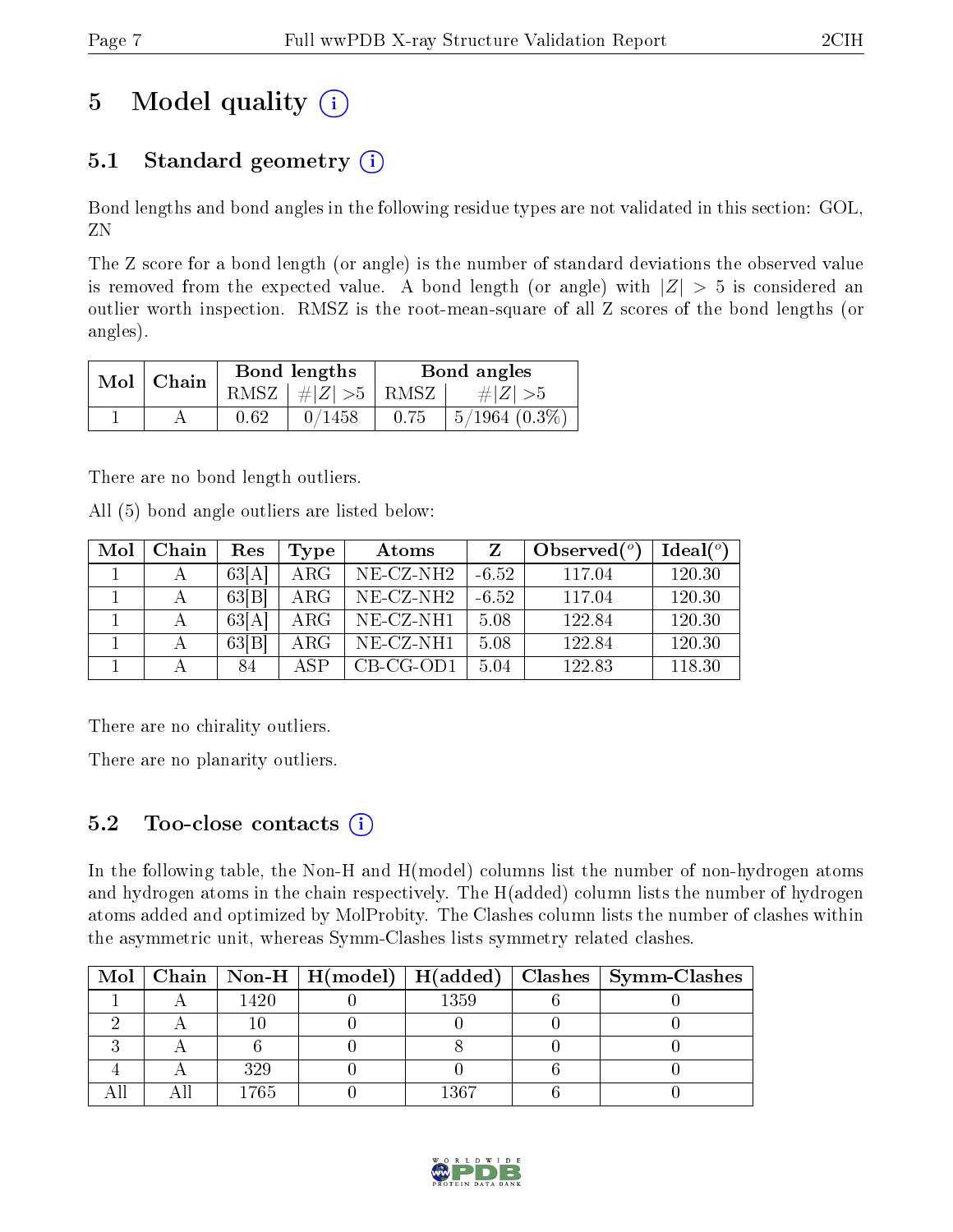# 5 Model quality (i)

## 5.1 Standard geometry (i)

Bond lengths and bond angles in the following residue types are not validated in this section: GOL, ZN

The Z score for a bond length (or angle) is the number of standard deviations the observed value is removed from the expected value. A bond length (or angle) with $|Z| > 5$ is considered an outlier worth inspection. RMSZ is the root-mean-square of all Z scores of the bond lengths (or angles).

| Mol | Chain | Bond lengths | | Bond angles | |
|---|---|---|---|---|---|
| | | RMSZ | $\#\|Z\| > 5$ | RMSZ | $\#\|Z\| > 5$ |
| 1 | A | 0.62 | 0/1458 | 0.75 | 5/1964 (0.3%) |

There are no bond length outliers.

All (5) bond angle outliers are listed below:

| Mol | Chain | Res | Type | Atoms | Z | Observed(°) | Ideal(°) |
|---|---|---|---|---|---|---|---|
| 1 | A | 63[A] | ARG | NE-CZ-NH2 | -6.52 | 117.04 | 120.30 |
| 1 | A | 63[B] | ARG | NE-CZ-NH2 | -6.52 | 117.04 | 120.30 |
| 1 | A | 63[A] | ARG | NE-CZ-NH1 | 5.08 | 122.84 | 120.30 |
| 1 | A | 63[B] | ARG | NE-CZ-NH1 | 5.08 | 122.84 | 120.30 |
| 1 | A | 84 | ASP | CB-CG-OD1 | 5.04 | 122.83 | 118.30 |

There are no chirality outliers.

There are no planarity outliers.

## 5.2 Too-close contacts (i)

In the following table, the Non-H and H(model) columns list the number of non-hydrogen atoms and hydrogen atoms in the chain respectively. The H(added) column lists the number of hydrogen atoms added and optimized by MolProbity. The Clashes column lists the number of clashes within the asymmetric unit, whereas Symm-Clashes lists symmetry related clashes.

| Mol | Chain | Non-H | H(model) | H(added) | Clashes | Symm-Clashes |
|---|---|---|---|---|---|---|
| 1 | A | 1420 | 0 | 1359 | 6 | 0 |
| 2 | A | 10 | 0 | 0 | 0 | 0 |
| 3 | A | 6 | 0 | 8 | 0 | 0 |
| 4 | A | 329 | 0 | 0 | 6 | 0 |
| All | All | 1765 | 0 | 1367 | 6 | 0 |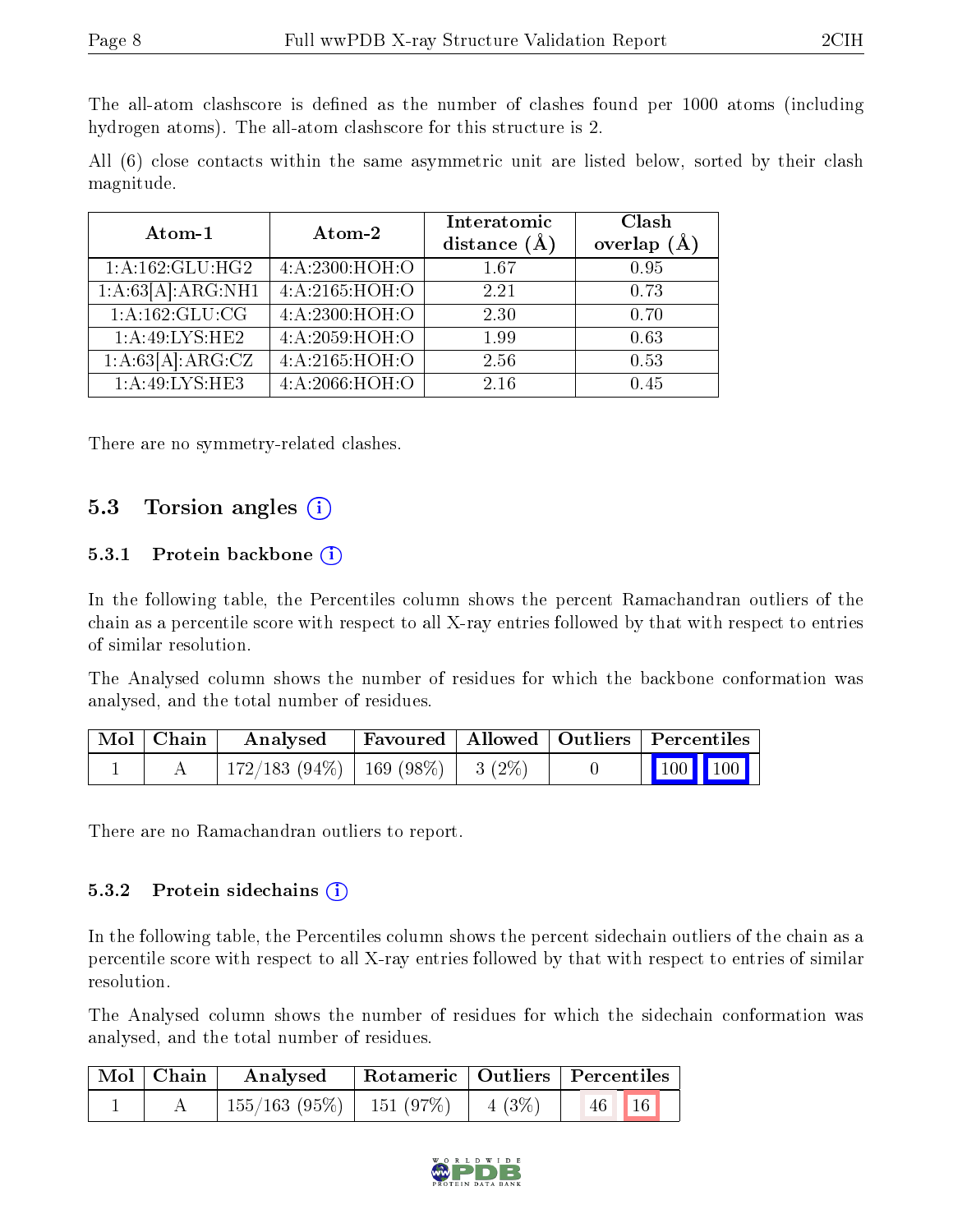The all-atom clashscore is defined as the number of clashes found per 1000 atoms (including hydrogen atoms). The all-atom clashscore for this structure is 2.

All (6) close contacts within the same asymmetric unit are listed below, sorted by their clash magnitude.

| Atom-1 | Atom-2 | Interatomic distance (Å) | Clash overlap (Å) |
|---|---|---|---|
| 1:A:162:GLU:HG2 | 4:A:2300:HOH:O | 1.67 | 0.95 |
| 1:A:63[A]:ARG:NH1 | 4:A:2165:HOH:O | 2.21 | 0.73 |
| 1:A:162:GLU:CG | 4:A:2300:HOH:O | 2.30 | 0.70 |
| 1:A:49:LYS:HE2 | 4:A:2059:HOH:O | 1.99 | 0.63 |
| 1:A:63[A]:ARG:CZ | 4:A:2165:HOH:O | 2.56 | 0.53 |
| 1:A:49:LYS:HE3 | 4:A:2066:HOH:O | 2.16 | 0.45 |

There are no symmetry-related clashes.

## 5.3 Torsion angles

### 5.3.1 Protein backbone

In the following table, the Percentiles column shows the percent Ramachandran outliers of the chain as a percentile score with respect to all X-ray entries followed by that with respect to entries of similar resolution.

The Analysed column shows the number of residues for which the backbone conformation was analysed, and the total number of residues.

| Mol | Chain | Analysed | Favoured | Allowed | Outliers | Percentiles | |
|---|---|---|---|---|---|---|---|
| 1 | A | 172/183 (94%) | 169 (98%) | 3 (2%) | 0 | 100 | 100 |

There are no Ramachandran outliers to report.

### 5.3.2 Protein sidechains

In the following table, the Percentiles column shows the percent sidechain outliers of the chain as a percentile score with respect to all X-ray entries followed by that with respect to entries of similar resolution.

The Analysed column shows the number of residues for which the sidechain conformation was analysed, and the total number of residues.

| Mol | Chain | Analysed | Rotameric | Outliers | Percentiles | |
|---|---|---|---|---|---|---|
| 1 | A | 155/163 (95%) | 151 (97%) | 4 (3%) | 46 | 16 |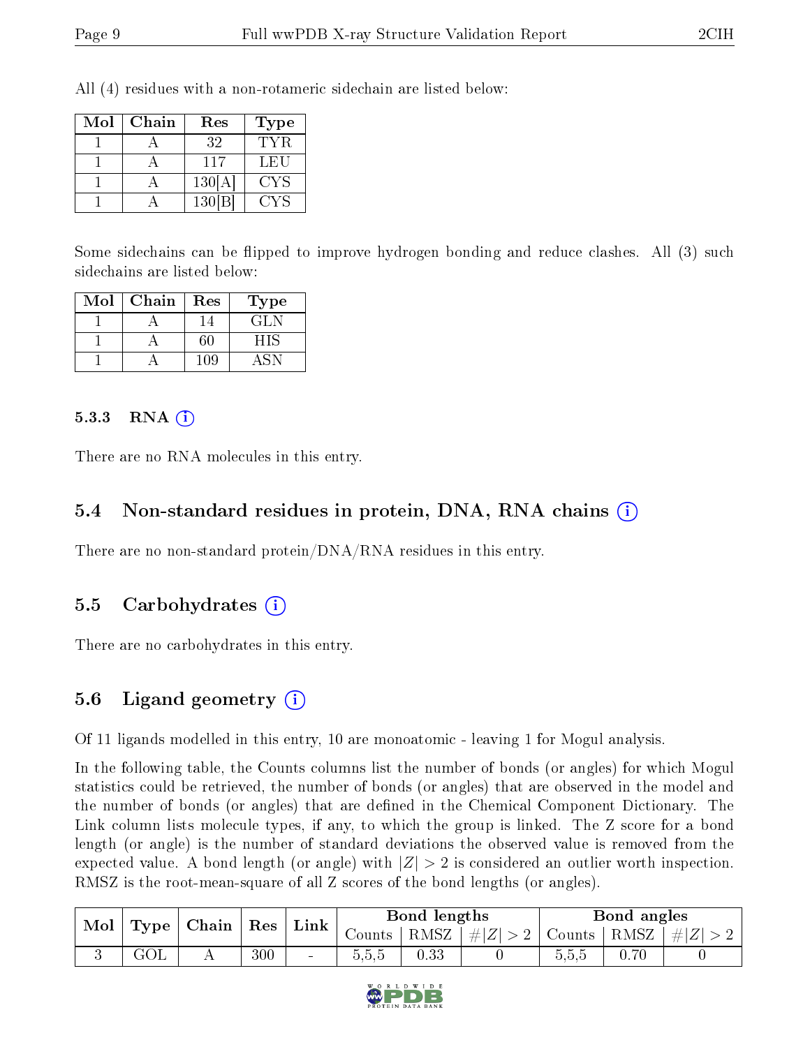All (4) residues with a non-rotameric sidechain are listed below:

| Mol | Chain | Res | Type |
|---|---|---|---|
| 1 | A | 32 | TYR |
| 1 | A | 117 | LEU |
| 1 | A | 130[A] | CYS |
| 1 | A | 130[B] | CYS |

Some sidechains can be flipped to improve hydrogen bonding and reduce clashes. All (3) such sidechains are listed below:

| Mol | Chain | Res | Type |
|---|---|---|---|
| 1 | A | 14 | GLN |
| 1 | A | 60 | HIS |
| 1 | A | 109 | ASN |

### 5.3.3 RNA

There are no RNA molecules in this entry.

## 5.4 Non-standard residues in protein, DNA, RNA chains

There are no non-standard protein/DNA/RNA residues in this entry.

## 5.5 Carbohydrates

There are no carbohydrates in this entry.

## 5.6 Ligand geometry

Of 11 ligands modelled in this entry, 10 are monoatomic - leaving 1 for Mogul analysis.

In the following table, the Counts columns list the number of bonds (or angles) for which Mogul statistics could be retrieved, the number of bonds (or angles) that are observed in the model and the number of bonds (or angles) that are defined in the Chemical Component Dictionary. The Link column lists molecule types, if any, to which the group is linked. The Z score for a bond length (or angle) is the number of standard deviations the observed value is removed from the expected value. A bond length (or angle) with $|Z| > 2$ is considered an outlier worth inspection. RMSZ is the root-mean-square of all Z scores of the bond lengths (or angles).

| Mol | Type | Chain | Res | Link | Bond lengths | | | Bond angles | | |
|---|---|---|---|---|---|---|---|---|---|---|
| | | | | | Counts | RMSZ | $\#\|Z\| > 2$ | Counts | RMSZ | $\#\|Z\| > 2$ |
| 3 | GOL | A | 300 | - | 5,5,5 | 0.33 | 0 | 5,5,5 | 0.70 | 0 |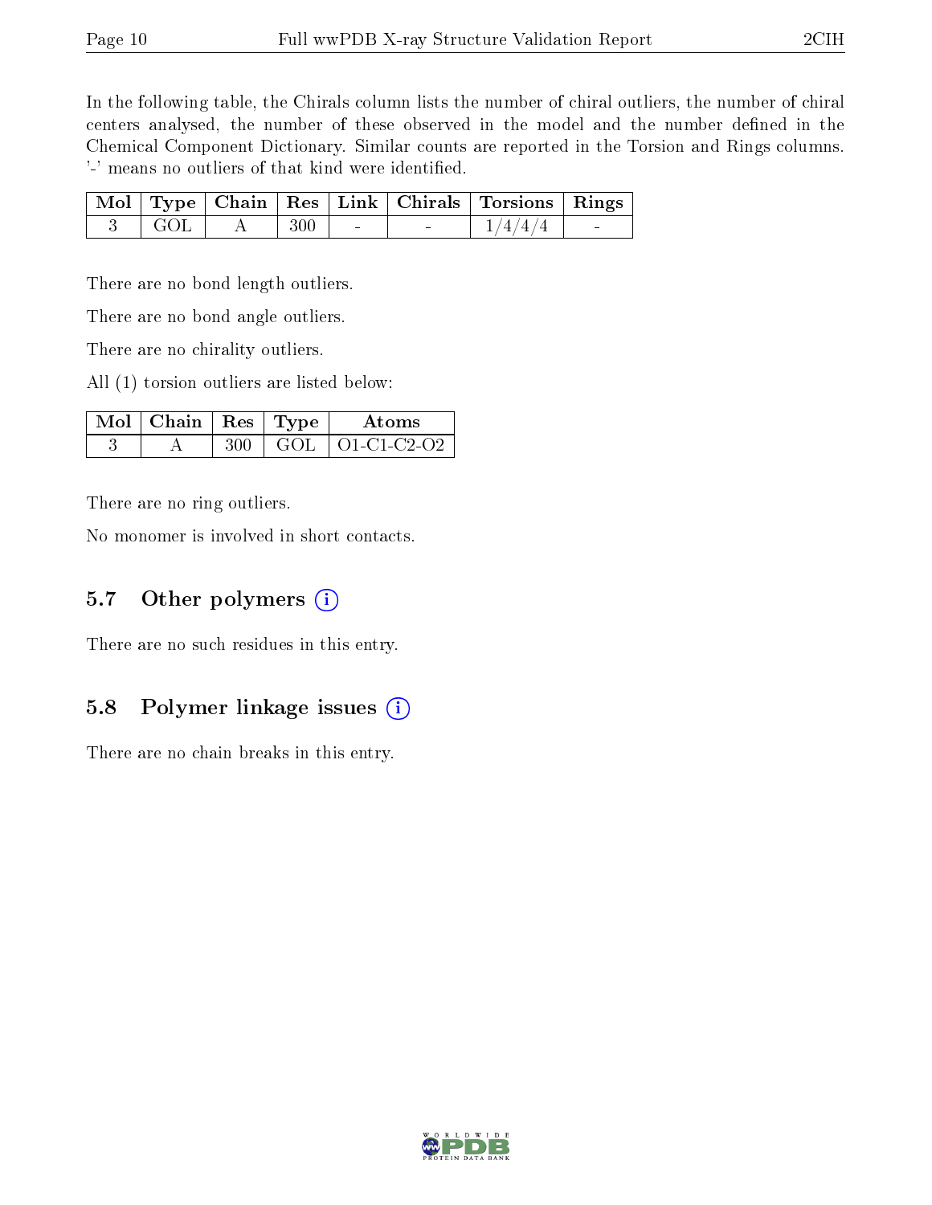In the following table, the Chirals column lists the number of chiral outliers, the number of chiral centers analysed, the number of these observed in the model and the number defined in the Chemical Component Dictionary. Similar counts are reported in the Torsion and Rings columns. '-' means no outliers of that kind were identified.

| Mol | Type | Chain | Res | Link | Chirals | Torsions | Rings |
|---|---|---|---|---|---|---|---|
| 3 | GOL | A | 300 | - | - | 1/4/4/4 | - |

There are no bond length outliers.

There are no bond angle outliers.

There are no chirality outliers.

All (1) torsion outliers are listed below:

| Mol | Chain | Res | Type | Atoms |
|---|---|---|---|---|
| 3 | A | 300 | GOL | O1-C1-C2-O2 |

There are no ring outliers.

No monomer is involved in short contacts.

### 5.7 Other polymers

There are no such residues in this entry.

### 5.8 Polymer linkage issues

There are no chain breaks in this entry.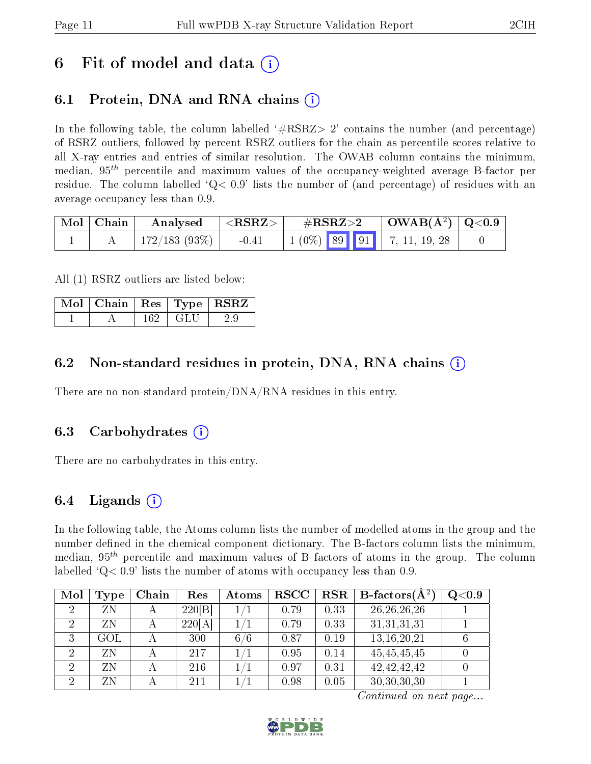# 6 Fit of model and data (i)

## 6.1 Protein, DNA and RNA chains (i)

In the following table, the column labelled '#RSRZ> 2' contains the number (and percentage) of RSRZ outliers, followed by percent RSRZ outliers for the chain as percentile scores relative to all X-ray entries and entries of similar resolution. The OWAB column contains the minimum, median, $95^{th}$ percentile and maximum values of the occupancy-weighted average B-factor per residue. The column labelled 'Q< 0.9' lists the number of (and percentage) of residues with an average occupancy less than 0.9.

| Mol | Chain | Analysed | <RSRZ> | #RSRZ>2 | | | OWAB(Å$^2$) | Q<0.9 |
|---|---|---|---|---|---|---|---|---|
| 1 | A | 172/183 (93%) | -0.41 | 1 (0%) | 89 | 91 | 7, 11, 19, 28 | 0 |

All (1) RSRZ outliers are listed below:

| Mol | Chain | Res | Type | RSRZ |
|---|---|---|---|---|
| 1 | A | 162 | GLU | 2.9 |

## 6.2 Non-standard residues in protein, DNA, RNA chains (i)

There are no non-standard protein/DNA/RNA residues in this entry.

## 6.3 Carbohydrates (i)

There are no carbohydrates in this entry.

## 6.4 Ligands (i)

In the following table, the Atoms column lists the number of modelled atoms in the group and the number defined in the chemical component dictionary. The B-factors column lists the minimum, median, $95^{th}$ percentile and maximum values of B factors of atoms in the group. The column labelled 'Q< 0.9' lists the number of atoms with occupancy less than 0.9.

| Mol | Type | Chain | Res | Atoms | RSCC | RSR | B-factors(Å$^2$) | Q<0.9 |
|---|---|---|---|---|---|---|---|---|
| 2 | ZN | A | 220[B] | 1/1 | 0.79 | 0.33 | 26,26,26,26 | 1 |
| 2 | ZN | A | 220[A] | 1/1 | 0.79 | 0.33 | 31,31,31,31 | 1 |
| 3 | GOL | A | 300 | 6/6 | 0.87 | 0.19 | 13,16,20,21 | 6 |
| 2 | ZN | A | 217 | 1/1 | 0.95 | 0.14 | 45,45,45,45 | 0 |
| 2 | ZN | A | 216 | 1/1 | 0.97 | 0.31 | 42,42,42,42 | 0 |
| 2 | ZN | A | 211 | 1/1 | 0.98 | 0.05 | 30,30,30,30 | 1 |

*Continued on next page...*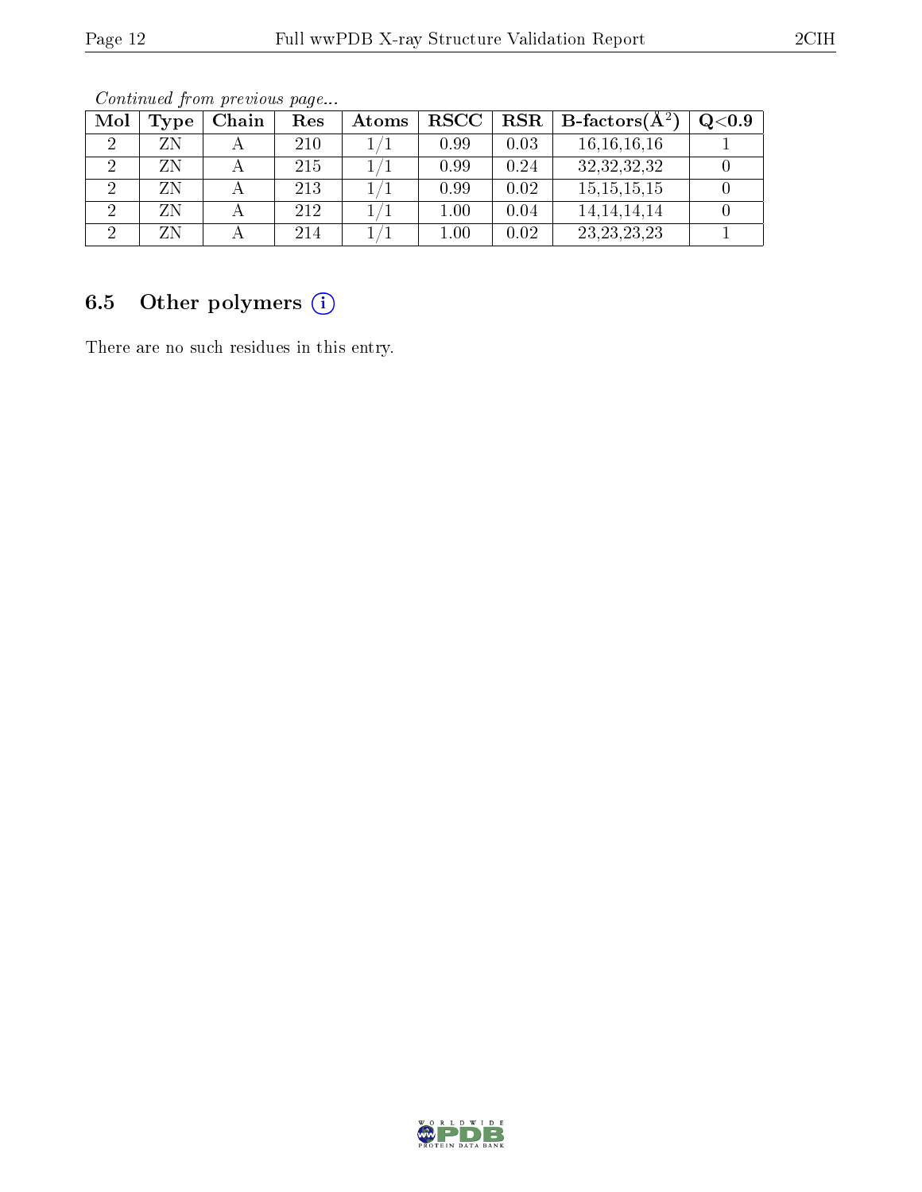*Continued from previous page...*

| Mol | Type | Chain | Res | Atoms | RSCC | RSR | B-factors($Å^2$) | Q<0.9 |
|---|---|---|---|---|---|---|---|---|
| 2 | ZN | A | 210 | 1/1 | 0.99 | 0.03 | 16,16,16,16 | 1 |
| 2 | ZN | A | 215 | 1/1 | 0.99 | 0.24 | 32,32,32,32 | 0 |
| 2 | ZN | A | 213 | 1/1 | 0.99 | 0.02 | 15,15,15,15 | 0 |
| 2 | ZN | A | 212 | 1/1 | 1.00 | 0.04 | 14,14,14,14 | 0 |
| 2 | ZN | A | 214 | 1/1 | 1.00 | 0.02 | 23,23,23,23 | 1 |

## 6.5 Other polymers

There are no such residues in this entry.